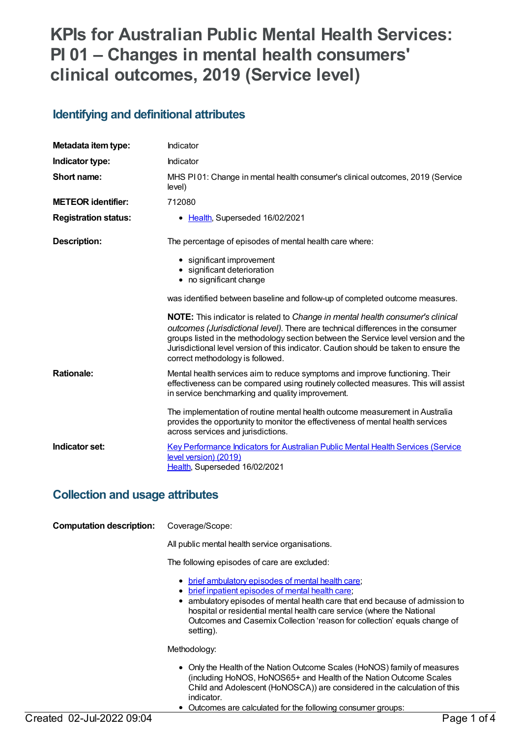# KPIs for Australian Public Mental Health Services: PI 01 – Changes in mental health consumers' clinical outcomes, 2019 (Service level)

## Identifying and definitional attributes

| | |
|---|---|
| **Metadata item type:** | Indicator |
| **Indicator type:** | Indicator |
| **Short name:** | MHS PI 01: Change in mental health consumer's clinical outcomes, 2019 (Service level) |
| **METEOR identifier:** | 712080 |
| **Registration status:** | • Health, Superseded 16/02/2021 |

**Description:**

The percentage of episodes of mental health care where:

- significant improvement
- significant deterioration
- no significant change

was identified between baseline and follow-up of completed outcome measures.

**NOTE:** This indicator is related to *Change in mental health consumer's clinical outcomes (Jurisdictional level).* There are technical differences in the consumer groups listed in the methodology section between the Service level version and the Jurisdictional level version of this indicator. Caution should be taken to ensure the correct methodology is followed.

**Rationale:**

Mental health services aim to reduce symptoms and improve functioning. Their effectiveness can be compared using routinely collected measures. This will assist in service benchmarking and quality improvement.

The implementation of routine mental health outcome measurement in Australia provides the opportunity to monitor the effectiveness of mental health services across services and jurisdictions.

**Indicator set:**

Key Performance Indicators for Australian Public Mental Health Services (Service level version) (2019)
Health, Superseded 16/02/2021

## Collection and usage attributes

**Computation description:**

Coverage/Scope:

All public mental health service organisations.

The following episodes of care are excluded:

- brief ambulatory episodes of mental health care;
- brief inpatient episodes of mental health care;
- ambulatory episodes of mental health care that end because of admission to hospital or residential mental health care service (where the National Outcomes and Casemix Collection 'reason for collection' equals change of setting).

Methodology:

- Only the Health of the Nation Outcome Scales (HoNOS) family of measures (including HoNOS, HoNOS65+ and Health of the Nation Outcome Scales Child and Adolescent (HoNOSCA)) are considered in the calculation of this indicator.
- Outcomes are calculated for the following consumer groups: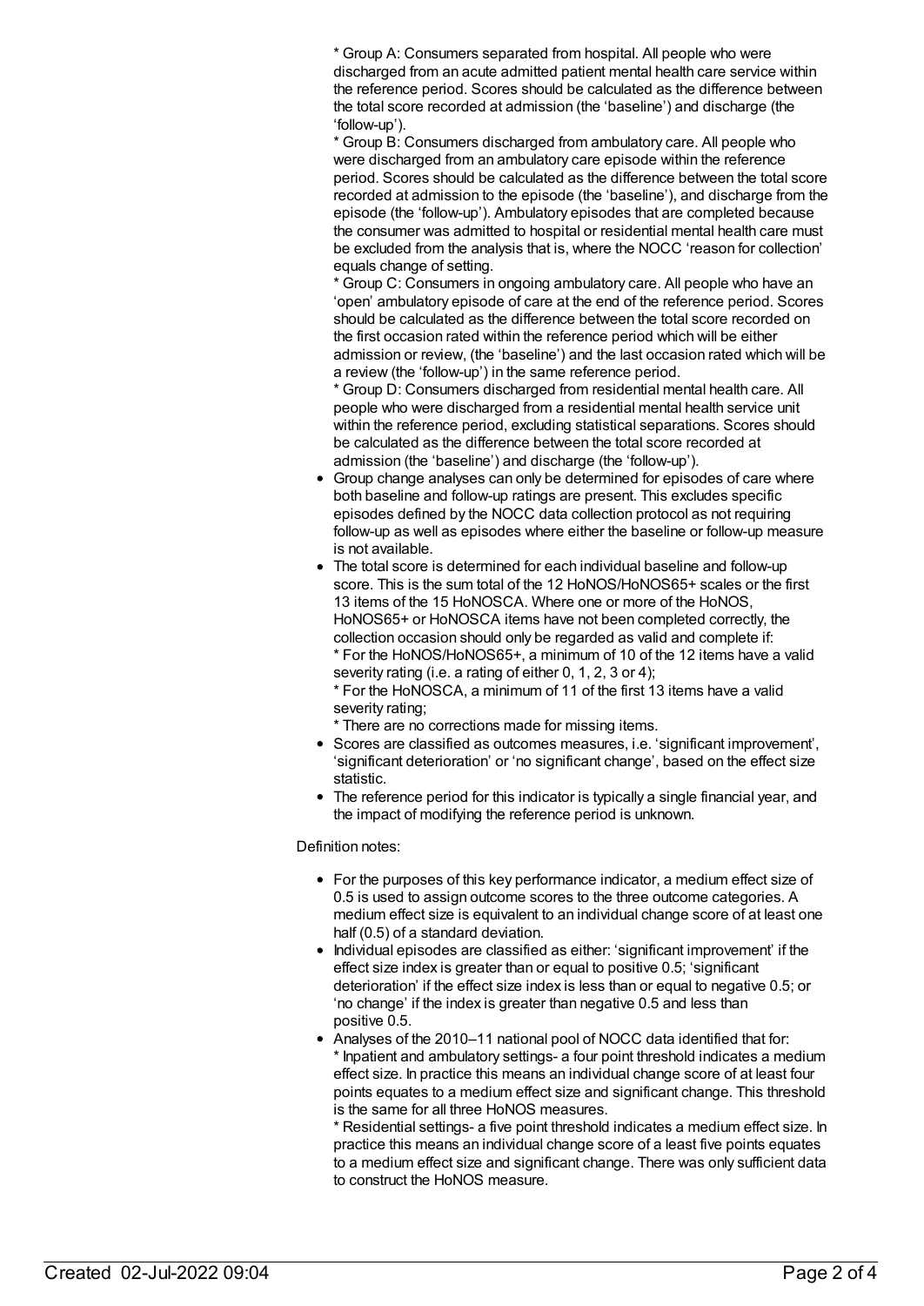* Group A: Consumers separated from hospital. All people who were discharged from an acute admitted patient mental health care service within the reference period. Scores should be calculated as the difference between the total score recorded at admission (the 'baseline') and discharge (the 'follow-up').
* Group B: Consumers discharged from ambulatory care. All people who were discharged from an ambulatory care episode within the reference period. Scores should be calculated as the difference between the total score recorded at admission to the episode (the 'baseline'), and discharge from the episode (the 'follow-up'). Ambulatory episodes that are completed because the consumer was admitted to hospital or residential mental health care must be excluded from the analysis that is, where the NOCC 'reason for collection' equals change of setting.
* Group C: Consumers in ongoing ambulatory care. All people who have an 'open' ambulatory episode of care at the end of the reference period. Scores should be calculated as the difference between the total score recorded on the first occasion rated within the reference period which will be either admission or review, (the 'baseline') and the last occasion rated which will be a review (the 'follow-up') in the same reference period.
* Group D: Consumers discharged from residential mental health care. All people who were discharged from a residential mental health service unit within the reference period, excluding statistical separations. Scores should be calculated as the difference between the total score recorded at admission (the 'baseline') and discharge (the 'follow-up').

- Group change analyses can only be determined for episodes of care where both baseline and follow-up ratings are present. This excludes specific episodes defined by the NOCC data collection protocol as not requiring follow-up as well as episodes where either the baseline or follow-up measure is not available.
- The total score is determined for each individual baseline and follow-up score. This is the sum total of the 12 HoNOS/HoNOS65+ scales or the first 13 items of the 15 HoNOSCA. Where one or more of the HoNOS, HoNOS65+ or HoNOSCA items have not been completed correctly, the collection occasion should only be regarded as valid and complete if:
  * For the HoNOS/HoNOS65+, a minimum of 10 of the 12 items have a valid severity rating (i.e. a rating of either 0, 1, 2, 3 or 4);
  * For the HoNOSCA, a minimum of 11 of the first 13 items have a valid severity rating;
  * There are no corrections made for missing items.
- Scores are classified as outcomes measures, i.e. 'significant improvement', 'significant deterioration' or 'no significant change', based on the effect size statistic.
- The reference period for this indicator is typically a single financial year, and the impact of modifying the reference period is unknown.

Definition notes:

- For the purposes of this key performance indicator, a medium effect size of 0.5 is used to assign outcome scores to the three outcome categories. A medium effect size is equivalent to an individual change score of at least one half (0.5) of a standard deviation.
- Individual episodes are classified as either: 'significant improvement' if the effect size index is greater than or equal to positive 0.5; 'significant deterioration' if the effect size index is less than or equal to negative 0.5; or 'no change' if the index is greater than negative 0.5 and less than positive 0.5.
- Analyses of the 2010–11 national pool of NOCC data identified that for:
  * Inpatient and ambulatory settings- a four point threshold indicates a medium effect size. In practice this means an individual change score of at least four points equates to a medium effect size and significant change. This threshold is the same for all three HoNOS measures.
  * Residential settings- a five point threshold indicates a medium effect size. In practice this means an individual change score of a least five points equates to a medium effect size and significant change. There was only sufficient data to construct the HoNOS measure.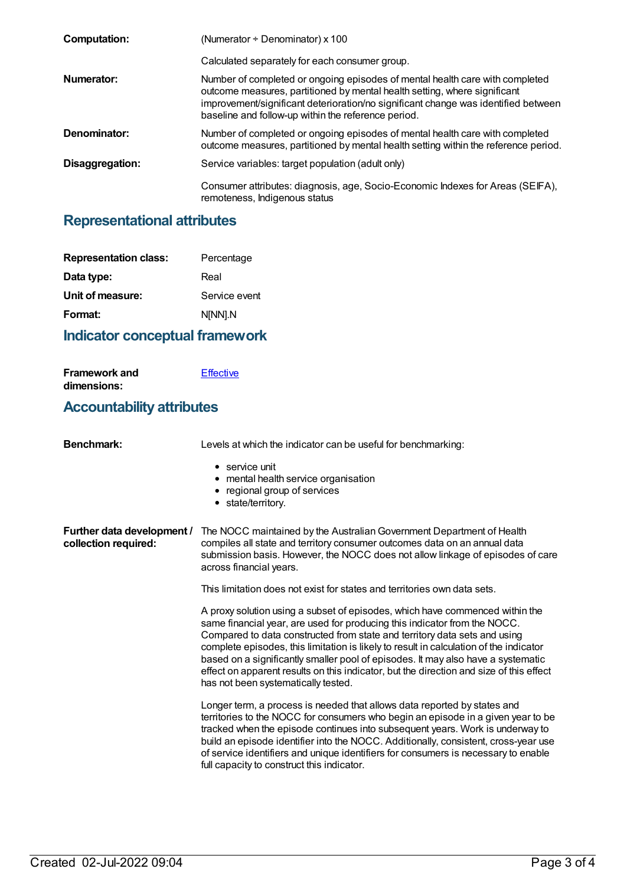**Computation:** (Numerator ÷ Denominator) x 100

Calculated separately for each consumer group.

**Numerator:** Number of completed or ongoing episodes of mental health care with completed outcome measures, partitioned by mental health setting, where significant improvement/significant deterioration/no significant change was identified between baseline and follow-up within the reference period.

**Denominator:** Number of completed or ongoing episodes of mental health care with completed outcome measures, partitioned by mental health setting within the reference period.

**Disaggregation:** Service variables: target population (adult only)

Consumer attributes: diagnosis, age, Socio-Economic Indexes for Areas (SEIFA), remoteness, Indigenous status

## Representational attributes

**Representation class:** Percentage

**Data type:** Real

**Unit of measure:** Service event

**Format:** N[NN].N

## Indicator conceptual framework

**Framework and dimensions:** Effective

## Accountability attributes

**Benchmark:** Levels at which the indicator can be useful for benchmarking:

- service unit
- mental health service organisation
- regional group of services
- state/territory.

**Further data development / collection required:** The NOCC maintained by the Australian Government Department of Health compiles all state and territory consumer outcomes data on an annual data submission basis. However, the NOCC does not allow linkage of episodes of care across financial years.

This limitation does not exist for states and territories own data sets.

A proxy solution using a subset of episodes, which have commenced within the same financial year, are used for producing this indicator from the NOCC. Compared to data constructed from state and territory data sets and using complete episodes, this limitation is likely to result in calculation of the indicator based on a significantly smaller pool of episodes. It may also have a systematic effect on apparent results on this indicator, but the direction and size of this effect has not been systematically tested.

Longer term, a process is needed that allows data reported by states and territories to the NOCC for consumers who begin an episode in a given year to be tracked when the episode continues into subsequent years. Work is underway to build an episode identifier into the NOCC. Additionally, consistent, cross-year use of service identifiers and unique identifiers for consumers is necessary to enable full capacity to construct this indicator.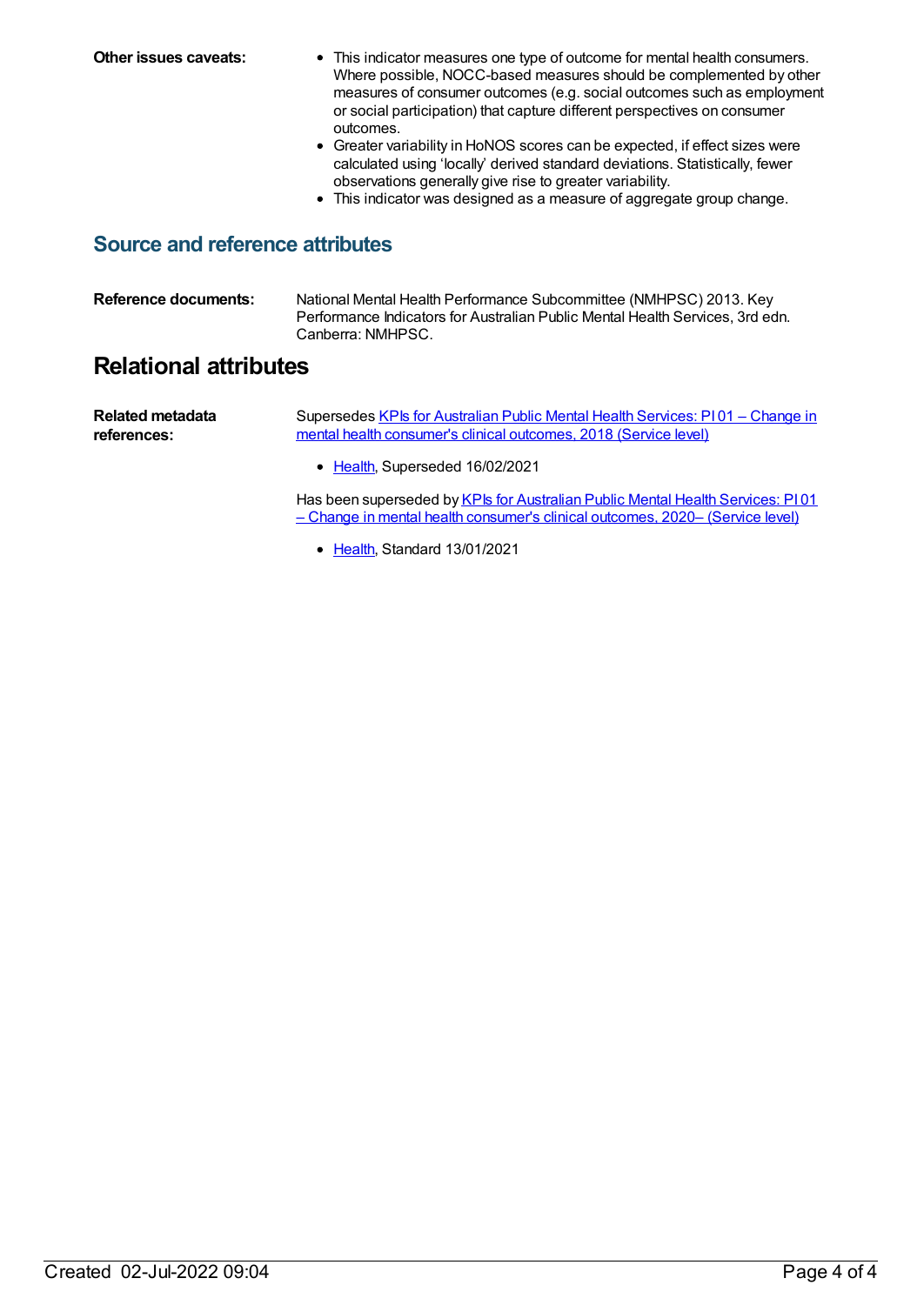**Other issues caveats:**

- This indicator measures one type of outcome for mental health consumers. Where possible, NOCC-based measures should be complemented by other measures of consumer outcomes (e.g. social outcomes such as employment or social participation) that capture different perspectives on consumer outcomes.
- Greater variability in HoNOS scores can be expected, if effect sizes were calculated using 'locally' derived standard deviations. Statistically, fewer observations generally give rise to greater variability.
- This indicator was designed as a measure of aggregate group change.

## Source and reference attributes

**Reference documents:** National Mental Health Performance Subcommittee (NMHPSC) 2013. Key Performance Indicators for Australian Public Mental Health Services, 3rd edn. Canberra: NMHPSC.

# Relational attributes

**Related metadata references:**

Supersedes KPIs for Australian Public Mental Health Services: PI 01 – Change in mental health consumer's clinical outcomes, 2018 (Service level)

- Health, Superseded 16/02/2021

Has been superseded by KPIs for Australian Public Mental Health Services: PI 01 – Change in mental health consumer's clinical outcomes, 2020– (Service level)

- Health, Standard 13/01/2021